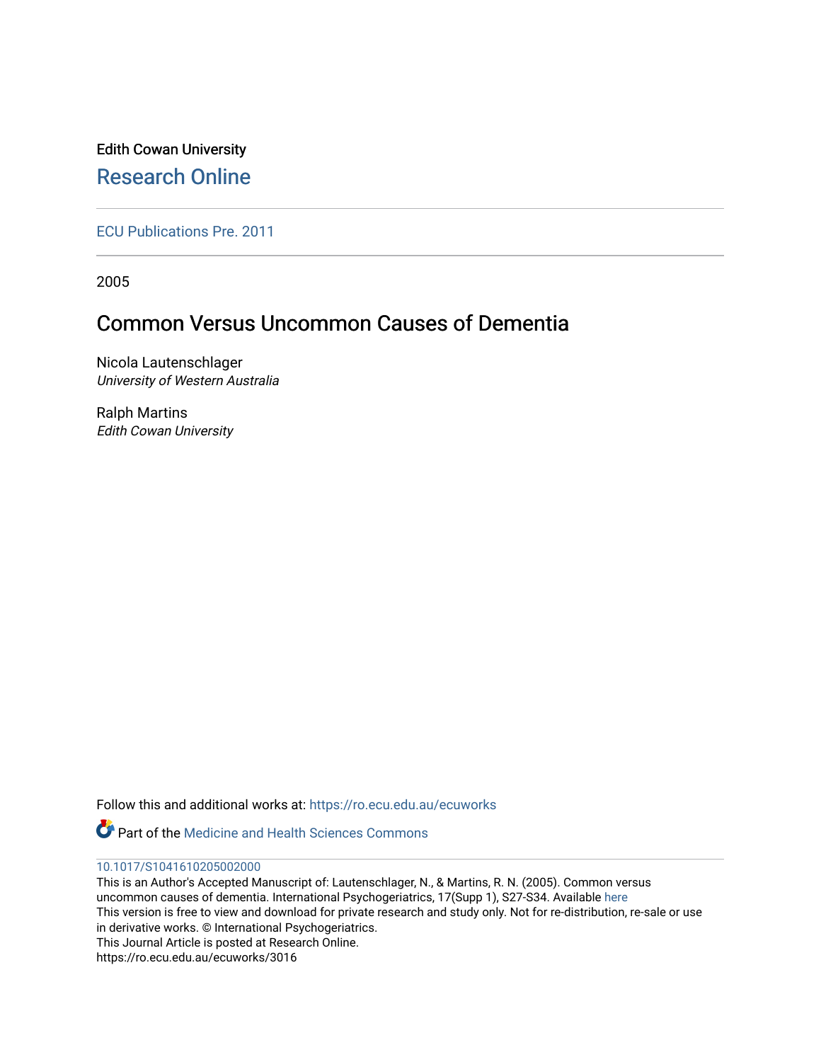Edith Cowan University

## Research Online

ECU Publications Pre. 2011

2005

# Common Versus Uncommon Causes of Dementia

Nicola Lautenschlager
*University of Western Australia*

Ralph Martins
*Edith Cowan University*

Follow this and additional works at: https://ro.ecu.edu.au/ecuworks

Part of the Medicine and Health Sciences Commons

10.1017/S1041610205002000

This is an Author's Accepted Manuscript of: Lautenschlager, N., & Martins, R. N. (2005). Common versus uncommon causes of dementia. International Psychogeriatrics, 17(Supp 1), S27-S34. Available here

This version is free to view and download for private research and study only. Not for re-distribution, re-sale or use in derivative works. © International Psychogeriatrics.

This Journal Article is posted at Research Online.

https://ro.ecu.edu.au/ecuworks/3016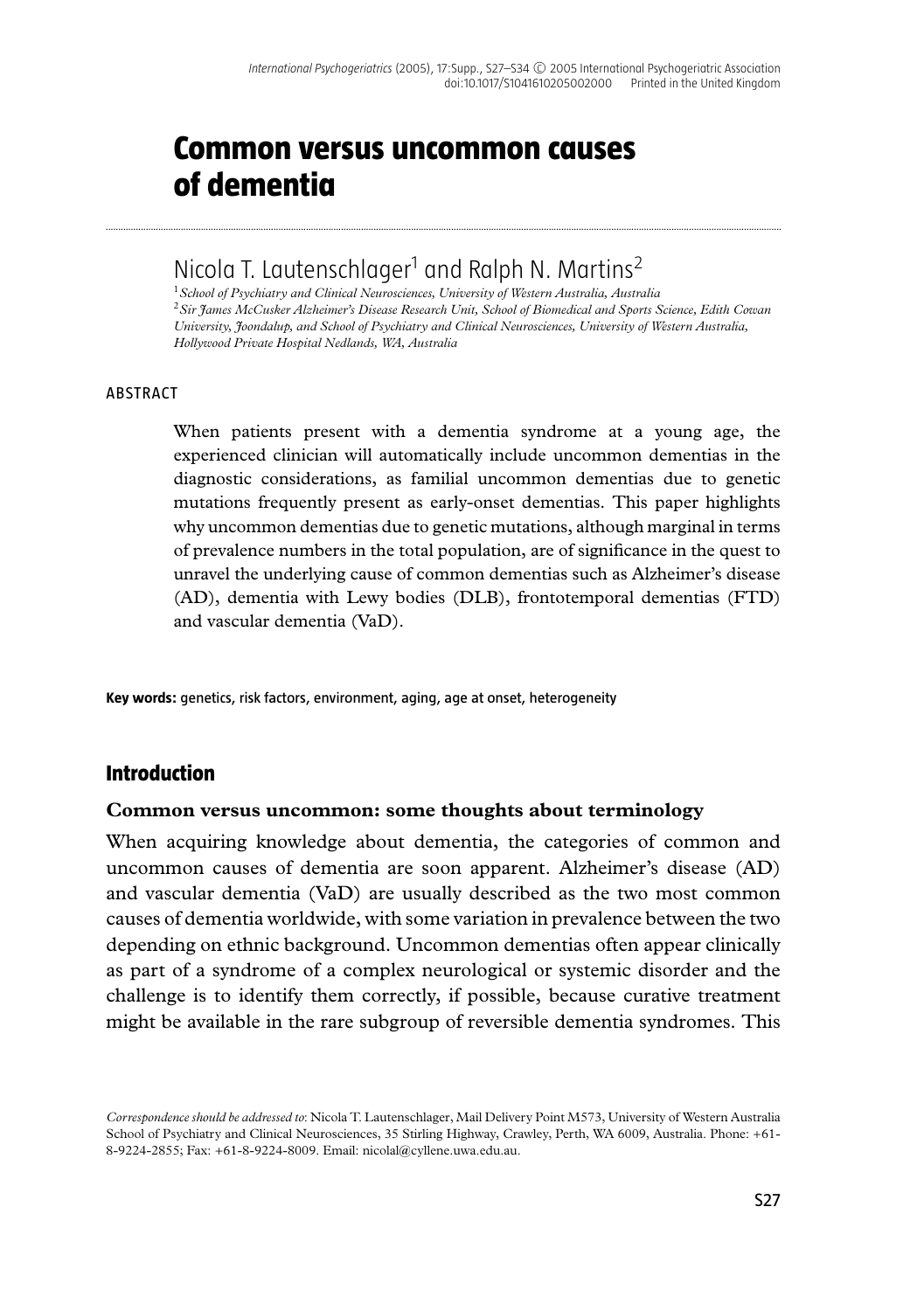# Common versus uncommon causes of dementia

Nicola T. Lautenschlager[1] and Ralph N. Martins[2]

[1] *School of Psychiatry and Clinical Neurosciences, University of Western Australia, Australia*
[2] *Sir James McCusker Alzheimer's Disease Research Unit, School of Biomedical and Sports Science, Edith Cowan University, Joondalup, and School of Psychiatry and Clinical Neurosciences, University of Western Australia, Hollywood Private Hospital Nedlands, WA, Australia*

## ABSTRACT

When patients present with a dementia syndrome at a young age, the experienced clinician will automatically include uncommon dementias in the diagnostic considerations, as familial uncommon dementias due to genetic mutations frequently present as early-onset dementias. This paper highlights why uncommon dementias due to genetic mutations, although marginal in terms of prevalence numbers in the total population, are of significance in the quest to unravel the underlying cause of common dementias such as Alzheimer's disease (AD), dementia with Lewy bodies (DLB), frontotemporal dementias (FTD) and vascular dementia (VaD).

**Key words:** genetics, risk factors, environment, aging, age at onset, heterogeneity

## Introduction

### Common versus uncommon: some thoughts about terminology

When acquiring knowledge about dementia, the categories of common and uncommon causes of dementia are soon apparent. Alzheimer's disease (AD) and vascular dementia (VaD) are usually described as the two most common causes of dementia worldwide, with some variation in prevalence between the two depending on ethnic background. Uncommon dementias often appear clinically as part of a syndrome of a complex neurological or systemic disorder and the challenge is to identify them correctly, if possible, because curative treatment might be available in the rare subgroup of reversible dementia syndromes. This

*Correspondence should be addressed to*: Nicola T. Lautenschlager, Mail Delivery Point M573, University of Western Australia School of Psychiatry and Clinical Neurosciences, 35 Stirling Highway, Crawley, Perth, WA 6009, Australia. Phone: +61-8-9224-2855; Fax: +61-8-9224-8009. Email: nicolal@cyllene.uwa.edu.au.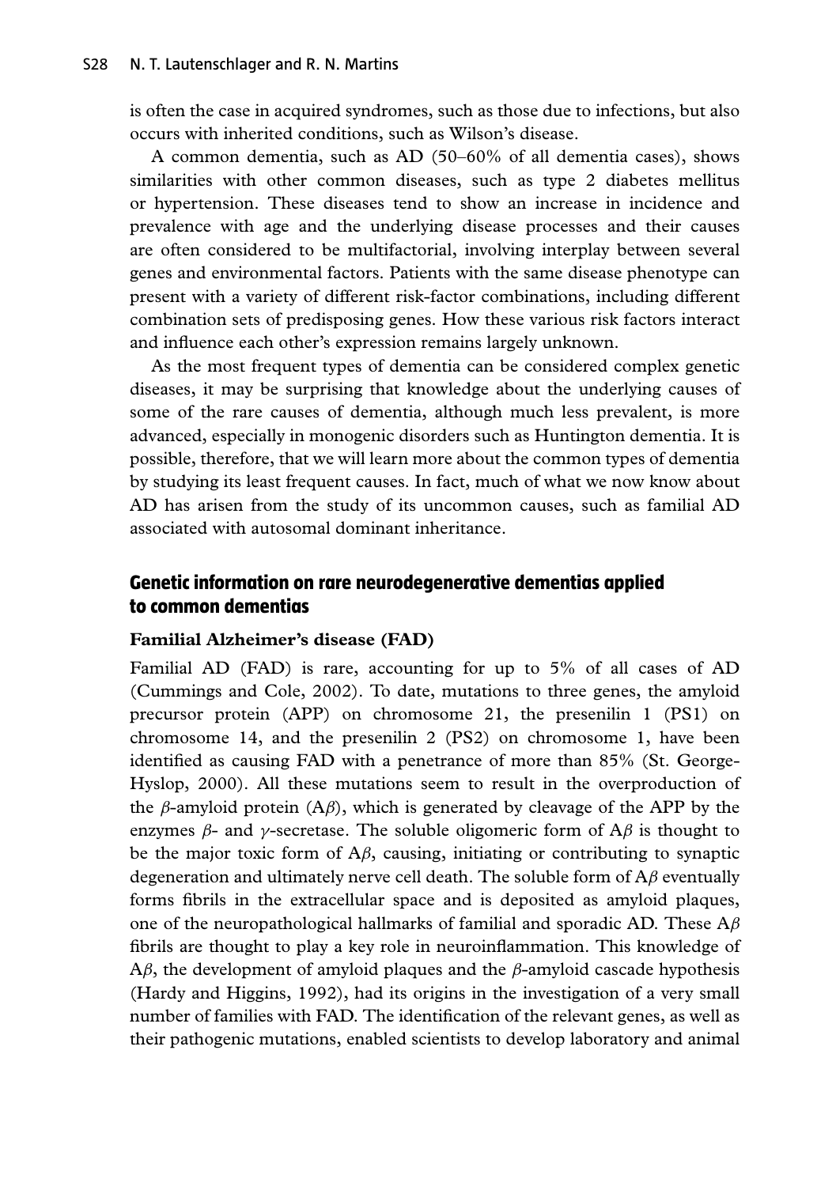is often the case in acquired syndromes, such as those due to infections, but also occurs with inherited conditions, such as Wilson's disease.

A common dementia, such as AD (50–60% of all dementia cases), shows similarities with other common diseases, such as type 2 diabetes mellitus or hypertension. These diseases tend to show an increase in incidence and prevalence with age and the underlying disease processes and their causes are often considered to be multifactorial, involving interplay between several genes and environmental factors. Patients with the same disease phenotype can present with a variety of different risk-factor combinations, including different combination sets of predisposing genes. How these various risk factors interact and influence each other's expression remains largely unknown.

As the most frequent types of dementia can be considered complex genetic diseases, it may be surprising that knowledge about the underlying causes of some of the rare causes of dementia, although much less prevalent, is more advanced, especially in monogenic disorders such as Huntington dementia. It is possible, therefore, that we will learn more about the common types of dementia by studying its least frequent causes. In fact, much of what we now know about AD has arisen from the study of its uncommon causes, such as familial AD associated with autosomal dominant inheritance.

## Genetic information on rare neurodegenerative dementias applied to common dementias

### Familial Alzheimer's disease (FAD)

Familial AD (FAD) is rare, accounting for up to 5% of all cases of AD (Cummings and Cole, 2002). To date, mutations to three genes, the amyloid precursor protein (APP) on chromosome 21, the presenilin 1 (PS1) on chromosome 14, and the presenilin 2 (PS2) on chromosome 1, have been identified as causing FAD with a penetrance of more than 85% (St. George-Hyslop, 2000). All these mutations seem to result in the overproduction of the $\beta$-amyloid protein (A$\beta$), which is generated by cleavage of the APP by the enzymes $\beta$- and $\gamma$-secretase. The soluble oligomeric form of A$\beta$ is thought to be the major toxic form of A$\beta$, causing, initiating or contributing to synaptic degeneration and ultimately nerve cell death. The soluble form of A$\beta$ eventually forms fibrils in the extracellular space and is deposited as amyloid plaques, one of the neuropathological hallmarks of familial and sporadic AD. These A$\beta$ fibrils are thought to play a key role in neuroinflammation. This knowledge of A$\beta$, the development of amyloid plaques and the $\beta$-amyloid cascade hypothesis (Hardy and Higgins, 1992), had its origins in the investigation of a very small number of families with FAD. The identification of the relevant genes, as well as their pathogenic mutations, enabled scientists to develop laboratory and animal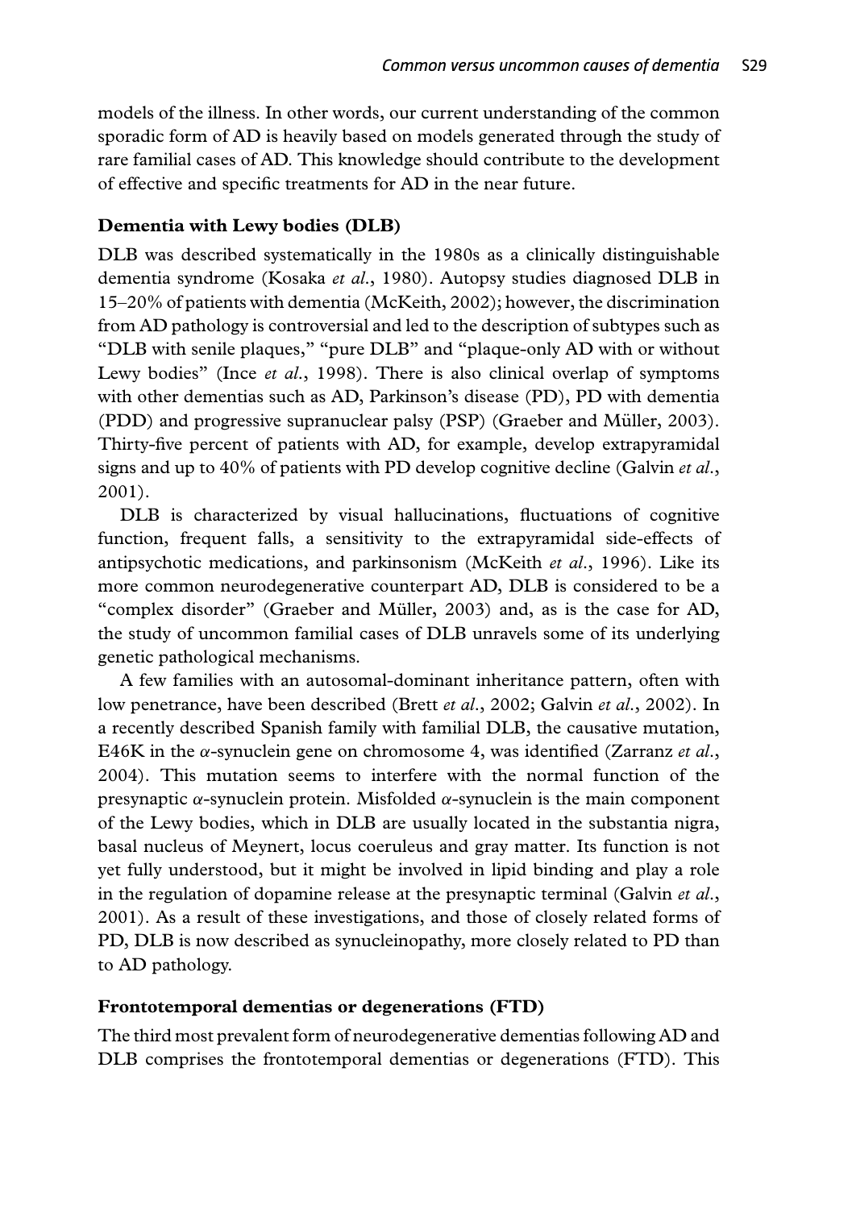models of the illness. In other words, our current understanding of the common sporadic form of AD is heavily based on models generated through the study of rare familial cases of AD. This knowledge should contribute to the development of effective and specific treatments for AD in the near future.

### Dementia with Lewy bodies (DLB)

DLB was described systematically in the 1980s as a clinically distinguishable dementia syndrome (Kosaka *et al.*, 1980). Autopsy studies diagnosed DLB in 15–20% of patients with dementia (McKeith, 2002); however, the discrimination from AD pathology is controversial and led to the description of subtypes such as "DLB with senile plaques," "pure DLB" and "plaque-only AD with or without Lewy bodies" (Ince *et al.*, 1998). There is also clinical overlap of symptoms with other dementias such as AD, Parkinson's disease (PD), PD with dementia (PDD) and progressive supranuclear palsy (PSP) (Graeber and Müller, 2003). Thirty-five percent of patients with AD, for example, develop extrapyramidal signs and up to 40% of patients with PD develop cognitive decline (Galvin *et al.*, 2001).

DLB is characterized by visual hallucinations, fluctuations of cognitive function, frequent falls, a sensitivity to the extrapyramidal side-effects of antipsychotic medications, and parkinsonism (McKeith *et al.*, 1996). Like its more common neurodegenerative counterpart AD, DLB is considered to be a "complex disorder" (Graeber and Müller, 2003) and, as is the case for AD, the study of uncommon familial cases of DLB unravels some of its underlying genetic pathological mechanisms.

A few families with an autosomal-dominant inheritance pattern, often with low penetrance, have been described (Brett *et al.*, 2002; Galvin *et al.*, 2002). In a recently described Spanish family with familial DLB, the causative mutation, E46K in the $\alpha$-synuclein gene on chromosome 4, was identified (Zarranz *et al.*, 2004). This mutation seems to interfere with the normal function of the presynaptic $\alpha$-synuclein protein. Misfolded $\alpha$-synuclein is the main component of the Lewy bodies, which in DLB are usually located in the substantia nigra, basal nucleus of Meynert, locus coeruleus and gray matter. Its function is not yet fully understood, but it might be involved in lipid binding and play a role in the regulation of dopamine release at the presynaptic terminal (Galvin *et al.*, 2001). As a result of these investigations, and those of closely related forms of PD, DLB is now described as synucleinopathy, more closely related to PD than to AD pathology.

### Frontotemporal dementias or degenerations (FTD)

The third most prevalent form of neurodegenerative dementias following AD and DLB comprises the frontotemporal dementias or degenerations (FTD). This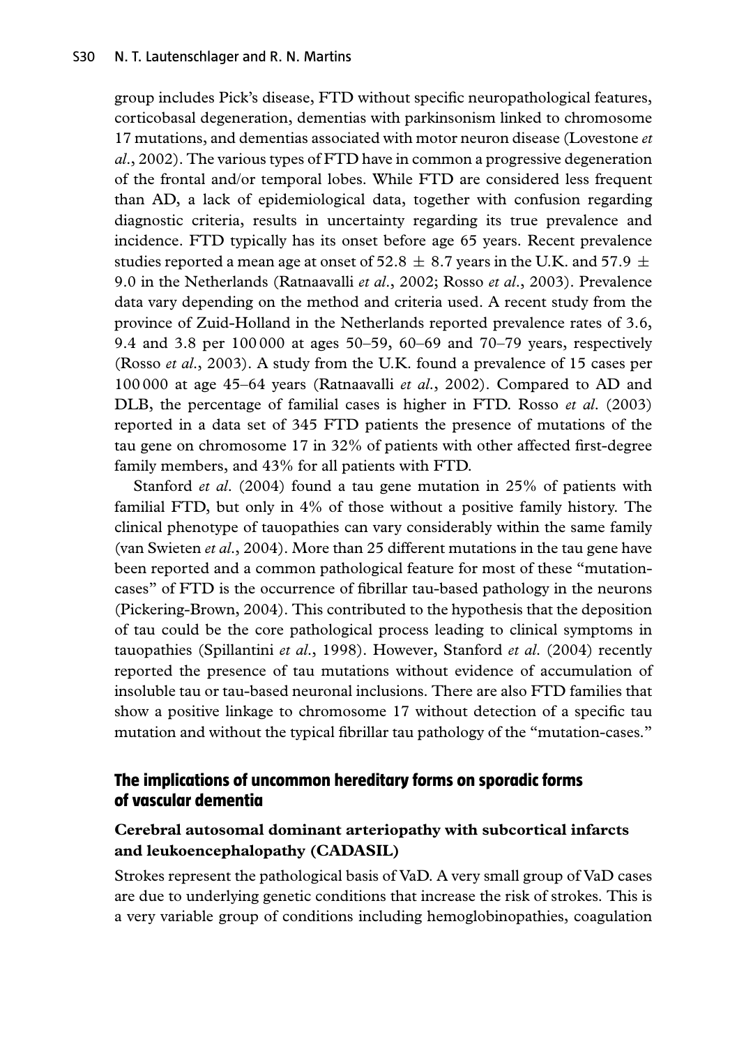group includes Pick's disease, FTD without specific neuropathological features, corticobasal degeneration, dementias with parkinsonism linked to chromosome 17 mutations, and dementias associated with motor neuron disease (Lovestone *et al.*, 2002). The various types of FTD have in common a progressive degeneration of the frontal and/or temporal lobes. While FTD are considered less frequent than AD, a lack of epidemiological data, together with confusion regarding diagnostic criteria, results in uncertainty regarding its true prevalence and incidence. FTD typically has its onset before age 65 years. Recent prevalence studies reported a mean age at onset of 52.8 ± 8.7 years in the U.K. and 57.9 ± 9.0 in the Netherlands (Ratnaavalli *et al.*, 2002; Rosso *et al.*, 2003). Prevalence data vary depending on the method and criteria used. A recent study from the province of Zuid-Holland in the Netherlands reported prevalence rates of 3.6, 9.4 and 3.8 per 100 000 at ages 50–59, 60–69 and 70–79 years, respectively (Rosso *et al.*, 2003). A study from the U.K. found a prevalence of 15 cases per 100 000 at age 45–64 years (Ratnaavalli *et al.*, 2002). Compared to AD and DLB, the percentage of familial cases is higher in FTD. Rosso *et al.* (2003) reported in a data set of 345 FTD patients the presence of mutations of the tau gene on chromosome 17 in 32% of patients with other affected first-degree family members, and 43% for all patients with FTD.

Stanford *et al.* (2004) found a tau gene mutation in 25% of patients with familial FTD, but only in 4% of those without a positive family history. The clinical phenotype of tauopathies can vary considerably within the same family (van Swieten *et al.*, 2004). More than 25 different mutations in the tau gene have been reported and a common pathological feature for most of these "mutation-cases" of FTD is the occurrence of fibrillar tau-based pathology in the neurons (Pickering-Brown, 2004). This contributed to the hypothesis that the deposition of tau could be the core pathological process leading to clinical symptoms in tauopathies (Spillantini *et al.*, 1998). However, Stanford *et al.* (2004) recently reported the presence of tau mutations without evidence of accumulation of insoluble tau or tau-based neuronal inclusions. There are also FTD families that show a positive linkage to chromosome 17 without detection of a specific tau mutation and without the typical fibrillar tau pathology of the "mutation-cases."

## The implications of uncommon hereditary forms on sporadic forms of vascular dementia

### Cerebral autosomal dominant arteriopathy with subcortical infarcts and leukoencephalopathy (CADASIL)

Strokes represent the pathological basis of VaD. A very small group of VaD cases are due to underlying genetic conditions that increase the risk of strokes. This is a very variable group of conditions including hemoglobinopathies, coagulation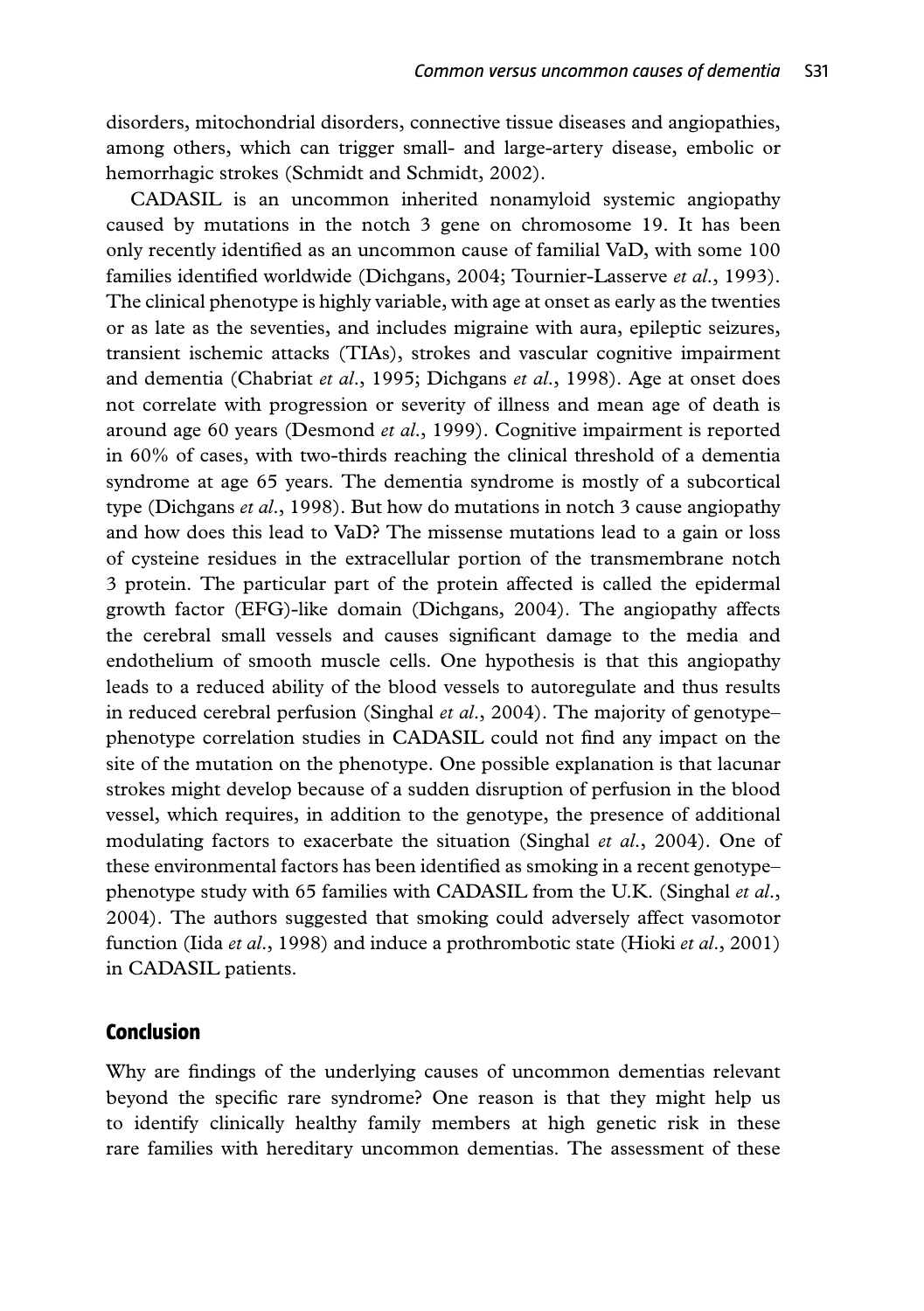disorders, mitochondrial disorders, connective tissue diseases and angiopathies, among others, which can trigger small- and large-artery disease, embolic or hemorrhagic strokes (Schmidt and Schmidt, 2002).

CADASIL is an uncommon inherited nonamyloid systemic angiopathy caused by mutations in the notch 3 gene on chromosome 19. It has been only recently identified as an uncommon cause of familial VaD, with some 100 families identified worldwide (Dichgans, 2004; Tournier-Lasserve *et al*., 1993). The clinical phenotype is highly variable, with age at onset as early as the twenties or as late as the seventies, and includes migraine with aura, epileptic seizures, transient ischemic attacks (TIAs), strokes and vascular cognitive impairment and dementia (Chabriat *et al*., 1995; Dichgans *et al*., 1998). Age at onset does not correlate with progression or severity of illness and mean age of death is around age 60 years (Desmond *et al*., 1999). Cognitive impairment is reported in 60% of cases, with two-thirds reaching the clinical threshold of a dementia syndrome at age 65 years. The dementia syndrome is mostly of a subcortical type (Dichgans *et al*., 1998). But how do mutations in notch 3 cause angiopathy and how does this lead to VaD? The missense mutations lead to a gain or loss of cysteine residues in the extracellular portion of the transmembrane notch 3 protein. The particular part of the protein affected is called the epidermal growth factor (EFG)-like domain (Dichgans, 2004). The angiopathy affects the cerebral small vessels and causes significant damage to the media and endothelium of smooth muscle cells. One hypothesis is that this angiopathy leads to a reduced ability of the blood vessels to autoregulate and thus results in reduced cerebral perfusion (Singhal *et al*., 2004). The majority of genotype–phenotype correlation studies in CADASIL could not find any impact on the site of the mutation on the phenotype. One possible explanation is that lacunar strokes might develop because of a sudden disruption of perfusion in the blood vessel, which requires, in addition to the genotype, the presence of additional modulating factors to exacerbate the situation (Singhal *et al*., 2004). One of these environmental factors has been identified as smoking in a recent genotype–phenotype study with 65 families with CADASIL from the U.K. (Singhal *et al*., 2004). The authors suggested that smoking could adversely affect vasomotor function (Iida *et al*., 1998) and induce a prothrombotic state (Hioki *et al*., 2001) in CADASIL patients.

## Conclusion

Why are findings of the underlying causes of uncommon dementias relevant beyond the specific rare syndrome? One reason is that they might help us to identify clinically healthy family members at high genetic risk in these rare families with hereditary uncommon dementias. The assessment of these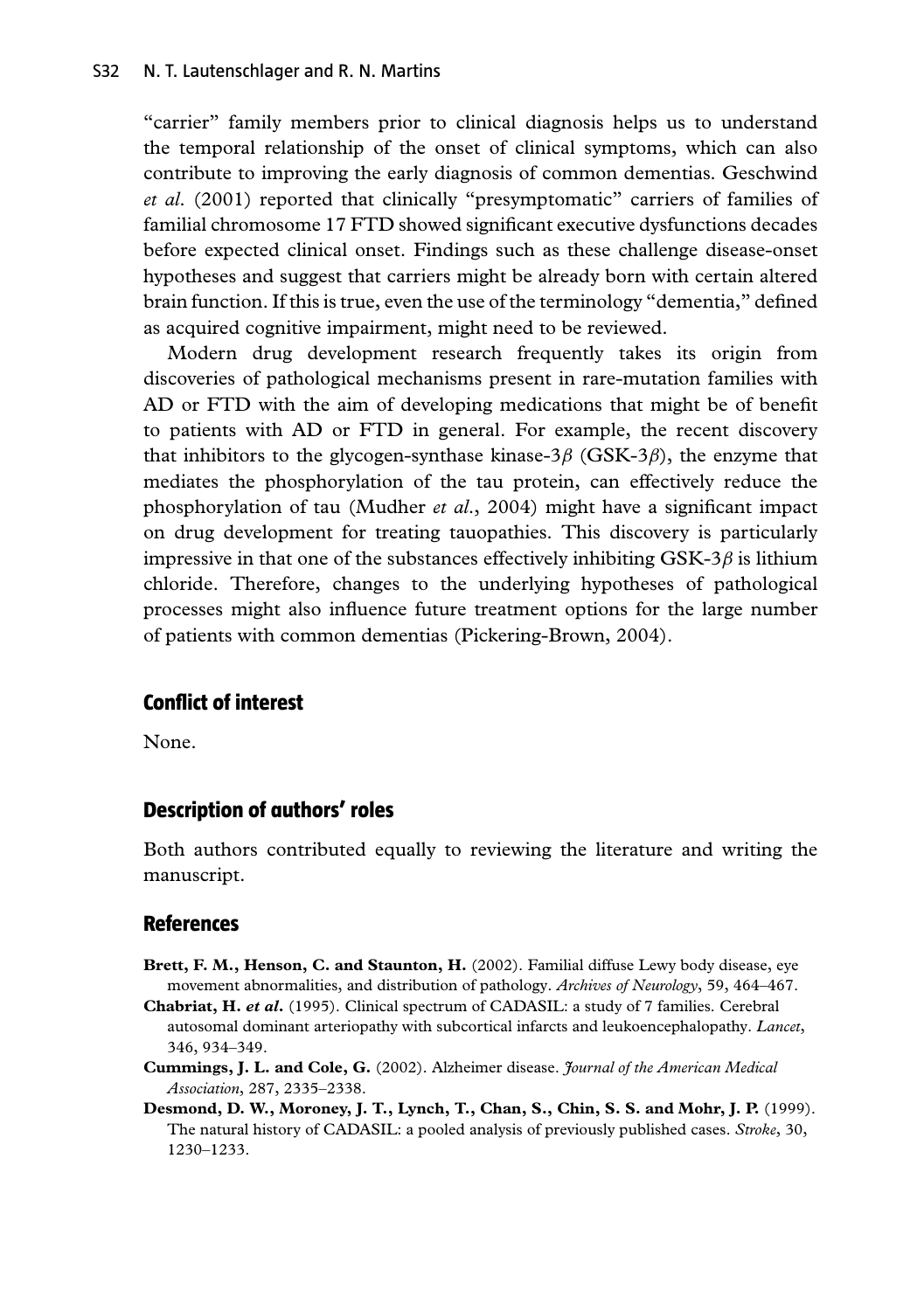"carrier" family members prior to clinical diagnosis helps us to understand the temporal relationship of the onset of clinical symptoms, which can also contribute to improving the early diagnosis of common dementias. Geschwind *et al.* (2001) reported that clinically "presymptomatic" carriers of families of familial chromosome 17 FTD showed significant executive dysfunctions decades before expected clinical onset. Findings such as these challenge disease-onset hypotheses and suggest that carriers might be already born with certain altered brain function. If this is true, even the use of the terminology "dementia," defined as acquired cognitive impairment, might need to be reviewed.

Modern drug development research frequently takes its origin from discoveries of pathological mechanisms present in rare-mutation families with AD or FTD with the aim of developing medications that might be of benefit to patients with AD or FTD in general. For example, the recent discovery that inhibitors to the glycogen-synthase kinase-3$\beta$ (GSK-3$\beta$), the enzyme that mediates the phosphorylation of the tau protein, can effectively reduce the phosphorylation of tau (Mudher *et al.*, 2004) might have a significant impact on drug development for treating tauopathies. This discovery is particularly impressive in that one of the substances effectively inhibiting GSK-3$\beta$ is lithium chloride. Therefore, changes to the underlying hypotheses of pathological processes might also influence future treatment options for the large number of patients with common dementias (Pickering-Brown, 2004).

## Conflict of interest

None.

## Description of authors' roles

Both authors contributed equally to reviewing the literature and writing the manuscript.

## References

**Brett, F. M., Henson, C. and Staunton, H.** (2002). Familial diffuse Lewy body disease, eye movement abnormalities, and distribution of pathology. *Archives of Neurology*, 59, 464–467.

**Chabriat, H. *et al.*** (1995). Clinical spectrum of CADASIL: a study of 7 families. Cerebral autosomal dominant arteriopathy with subcortical infarcts and leukoencephalopathy. *Lancet*, 346, 934–349.

**Cummings, J. L. and Cole, G.** (2002). Alzheimer disease. *Journal of the American Medical Association*, 287, 2335–2338.

**Desmond, D. W., Moroney, J. T., Lynch, T., Chan, S., Chin, S. S. and Mohr, J. P.** (1999). The natural history of CADASIL: a pooled analysis of previously published cases. *Stroke*, 30, 1230–1233.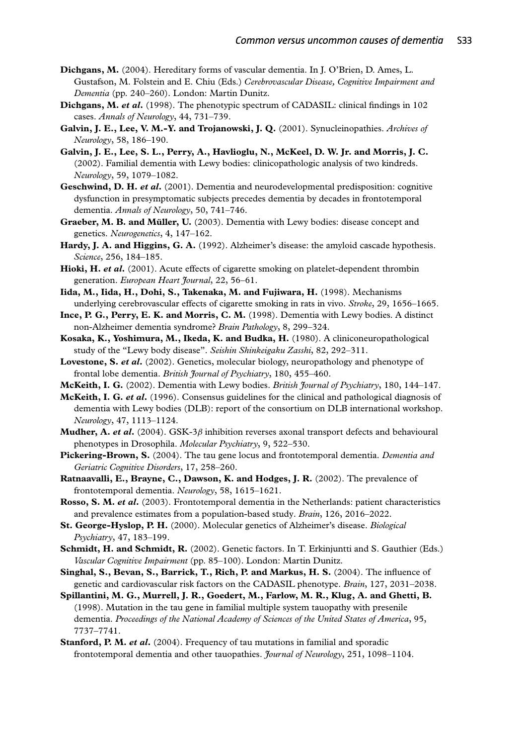**Dichgans, M.** (2004). Hereditary forms of vascular dementia. In J. O'Brien, D. Ames, L. Gustafson, M. Folstein and E. Chiu (Eds.) *Cerebrovascular Disease, Cognitive Impairment and Dementia* (pp. 240–260). London: Martin Dunitz.

**Dichgans, M. *et al*.** (1998). The phenotypic spectrum of CADASIL: clinical findings in 102 cases. *Annals of Neurology*, 44, 731–739.

**Galvin, J. E., Lee, V. M.-Y. and Trojanowski, J. Q.** (2001). Synucleinopathies. *Archives of Neurology*, 58, 186–190.

**Galvin, J. E., Lee, S. L., Perry, A., Havlioglu, N., McKeel, D. W. Jr. and Morris, J. C.** (2002). Familial dementia with Lewy bodies: clinicopathologic analysis of two kindreds. *Neurology*, 59, 1079–1082.

**Geschwind, D. H. *et al*.** (2001). Dementia and neurodevelopmental predisposition: cognitive dysfunction in presymptomatic subjects precedes dementia by decades in frontotemporal dementia. *Annals of Neurology*, 50, 741–746.

**Graeber, M. B. and Müller, U.** (2003). Dementia with Lewy bodies: disease concept and genetics. *Neurogenetics*, 4, 147–162.

**Hardy, J. A. and Higgins, G. A.** (1992). Alzheimer's disease: the amyloid cascade hypothesis. *Science*, 256, 184–185.

**Hioki, H. *et al*.** (2001). Acute effects of cigarette smoking on platelet-dependent thrombin generation. *European Heart Journal*, 22, 56–61.

**Iida, M., Iida, H., Dohi, S., Takenaka, M. and Fujiwara, H.** (1998). Mechanisms underlying cerebrovascular effects of cigarette smoking in rats in vivo. *Stroke*, 29, 1656–1665.

**Ince, P. G., Perry, E. K. and Morris, C. M.** (1998). Dementia with Lewy bodies. A distinct non-Alzheimer dementia syndrome? *Brain Pathology*, 8, 299–324.

**Kosaka, K., Yoshimura, M., Ikeda, K. and Budka, H.** (1980). A cliniconeuropathological study of the "Lewy body disease". *Seishin Shinkeigaku Zasshi*, 82, 292–311.

**Lovestone, S. *et al*.** (2002). Genetics, molecular biology, neuropathology and phenotype of frontal lobe dementia. *British Journal of Psychiatry*, 180, 455–460.

**McKeith, I. G.** (2002). Dementia with Lewy bodies. *British Journal of Psychiatry*, 180, 144–147.

**McKeith, I. G. *et al*.** (1996). Consensus guidelines for the clinical and pathological diagnosis of dementia with Lewy bodies (DLB): report of the consortium on DLB international workshop. *Neurology*, 47, 1113–1124.

**Mudher, A. *et al*.** (2004). GSK-3$\beta$ inhibition reverses axonal transport defects and behavioural phenotypes in Drosophila. *Molecular Psychiatry*, 9, 522–530.

**Pickering-Brown, S.** (2004). The tau gene locus and frontotemporal dementia. *Dementia and Geriatric Cognitive Disorders*, 17, 258–260.

**Ratnaavalli, E., Brayne, C., Dawson, K. and Hodges, J. R.** (2002). The prevalence of frontotemporal dementia. *Neurology*, 58, 1615–1621.

**Rosso, S. M. *et al*.** (2003). Frontotemporal dementia in the Netherlands: patient characteristics and prevalence estimates from a population-based study. *Brain*, 126, 2016–2022.

**St. George-Hyslop, P. H.** (2000). Molecular genetics of Alzheimer's disease. *Biological Psychiatry*, 47, 183–199.

**Schmidt, H. and Schmidt, R.** (2002). Genetic factors. In T. Erkinjuntti and S. Gauthier (Eds.) *Vascular Cognitive Impairment* (pp. 85–100). London: Martin Dunitz.

**Singhal, S., Bevan, S., Barrick, T., Rich, P. and Markus, H. S.** (2004). The influence of genetic and cardiovascular risk factors on the CADASIL phenotype. *Brain*, 127, 2031–2038.

**Spillantini, M. G., Murrell, J. R., Goedert, M., Farlow, M. R., Klug, A. and Ghetti, B.** (1998). Mutation in the tau gene in familial multiple system tauopathy with presenile dementia. *Proceedings of the National Academy of Sciences of the United States of America*, 95, 7737–7741.

**Stanford, P. M. *et al*.** (2004). Frequency of tau mutations in familial and sporadic frontotemporal dementia and other tauopathies. *Journal of Neurology*, 251, 1098–1104.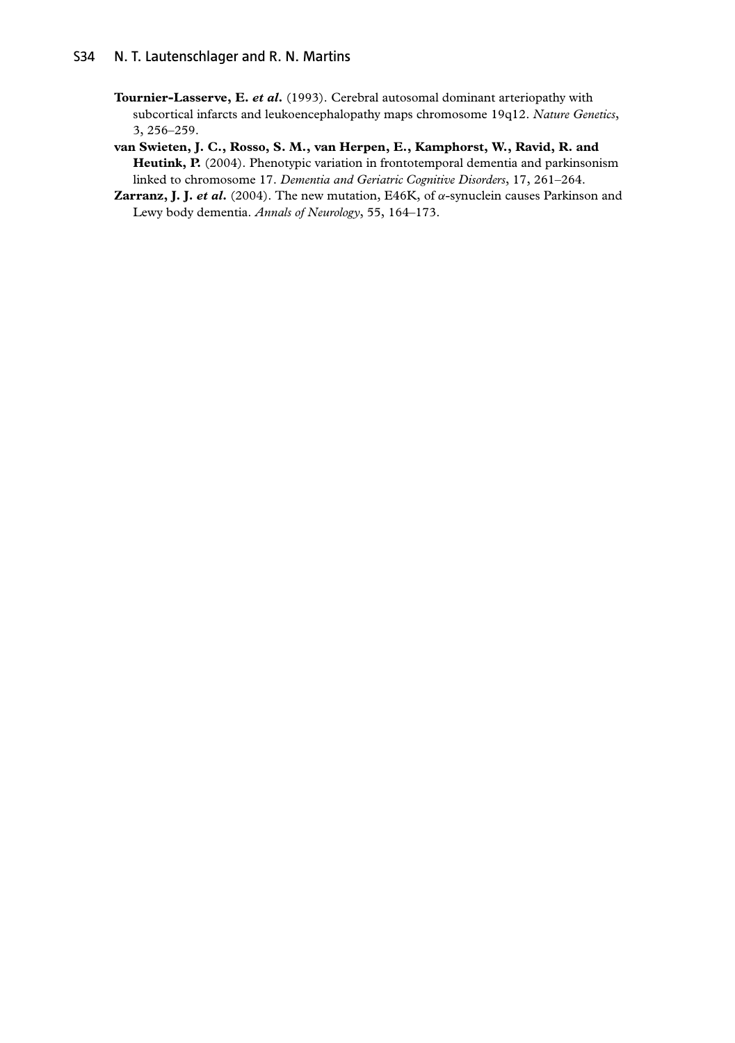**Tournier-Lasserve, E. *et al*.** (1993). Cerebral autosomal dominant arteriopathy with subcortical infarcts and leukoencephalopathy maps chromosome 19q12. *Nature Genetics*, 3, 256–259.

**van Swieten, J. C., Rosso, S. M., van Herpen, E., Kamphorst, W., Ravid, R. and Heutink, P.** (2004). Phenotypic variation in frontotemporal dementia and parkinsonism linked to chromosome 17. *Dementia and Geriatric Cognitive Disorders*, 17, 261–264.

**Zarranz, J. J. *et al*.** (2004). The new mutation, E46K, of α-synuclein causes Parkinson and Lewy body dementia. *Annals of Neurology*, 55, 164–173.